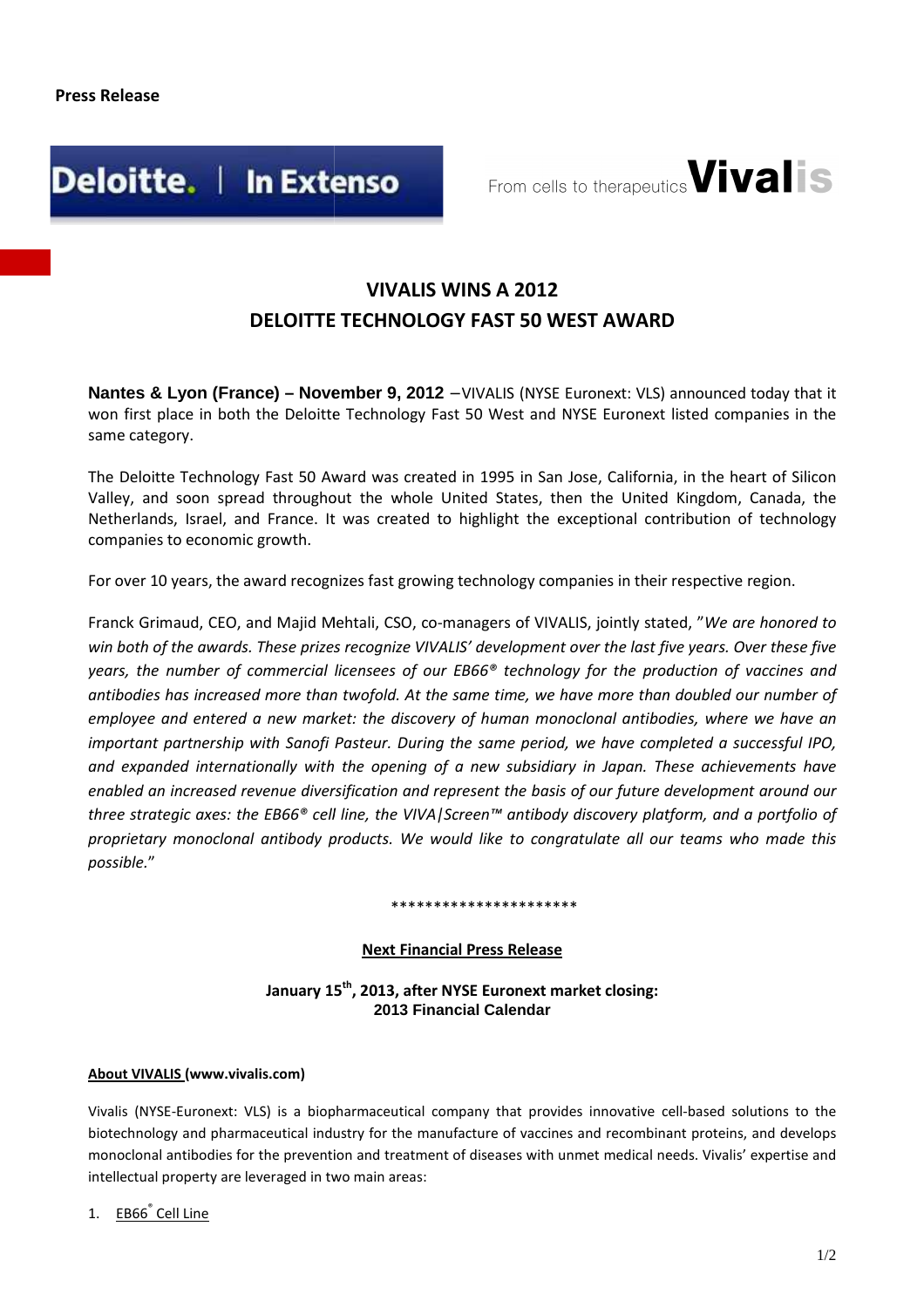**Press Release**

Deloitte. | In Extenso

From cells to therapeutics Vivalis

# VIVALIS WINS A 2012 DELOITTE TECHNOLOGY FAST 50 WEST AWARD

**Nantes & Lyon (France) – November 9, 2012** –VIVALIS (NYSE Euronext: VLS) announced today that it won first place in both the Deloitte Technology Fast 50 West and NYSE Euronext listed companies in the same category.

The Deloitte Technology Fast 50 Award was created in 1995 in San Jose, California, in the heart of Silicon Valley, and soon spread throughout the whole United States, then the United Kingdom, Canada, the Netherlands, Israel, and France. It was created to highlight the exceptional contribution of technology companies to economic growth.

For over 10 years, the award recognizes fast growing technology companies in their respective region.

Franck Grimaud, CEO, and Majid Mehtali, CSO, co-managers of VIVALIS, jointly stated, "*We are honored to win both of the awards. These prizes recognize VIVALIS' development over the last five years. Over these five years, the number of commercial licensees of our EB66® technology for the production of vaccines and antibodies has increased more than twofold. At the same time, we have more than doubled our number of employee and entered a new market: the discovery of human monoclonal antibodies, where we have an important partnership with Sanofi Pasteur. During the same period, we have completed a successful IPO, and expanded internationally with the opening of a new subsidiary in Japan. These achievements have enabled an increased revenue diversification and represent the basis of our future development around our three strategic axes: the EB66® cell line, the VIVA|Screen™ antibody discovery platform, and a portfolio of proprietary monoclonal antibody products. We would like to congratulate all our teams who made this possible.*"

**********************

**Next Financial Press Release**

**January 15th, 2013, after NYSE Euronext market closing:**
**2013 Financial Calendar**

**About VIVALIS (www.vivalis.com)**

Vivalis (NYSE-Euronext: VLS) is a biopharmaceutical company that provides innovative cell-based solutions to the biotechnology and pharmaceutical industry for the manufacture of vaccines and recombinant proteins, and develops monoclonal antibodies for the prevention and treatment of diseases with unmet medical needs. Vivalis' expertise and intellectual property are leveraged in two main areas:

1. EB66® Cell Line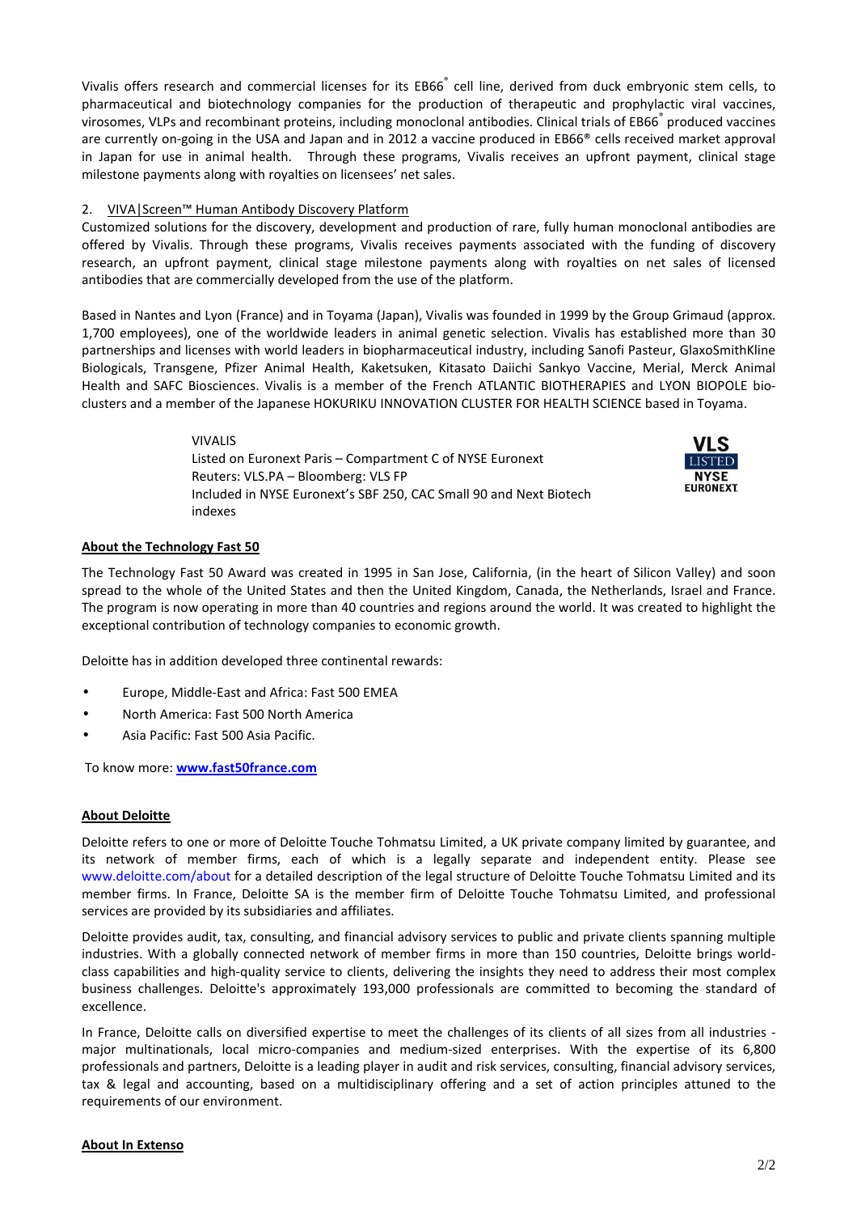Vivalis offers research and commercial licenses for its EB66® cell line, derived from duck embryonic stem cells, to pharmaceutical and biotechnology companies for the production of therapeutic and prophylactic viral vaccines, virosomes, VLPs and recombinant proteins, including monoclonal antibodies. Clinical trials of EB66® produced vaccines are currently on-going in the USA and Japan and in 2012 a vaccine produced in EB66® cells received market approval in Japan for use in animal health. Through these programs, Vivalis receives an upfront payment, clinical stage milestone payments along with royalties on licensees' net sales.

2. VIVA|Screen™ Human Antibody Discovery Platform

Customized solutions for the discovery, development and production of rare, fully human monoclonal antibodies are offered by Vivalis. Through these programs, Vivalis receives payments associated with the funding of discovery research, an upfront payment, clinical stage milestone payments along with royalties on net sales of licensed antibodies that are commercially developed from the use of the platform.

Based in Nantes and Lyon (France) and in Toyama (Japan), Vivalis was founded in 1999 by the Group Grimaud (approx. 1,700 employees), one of the worldwide leaders in animal genetic selection. Vivalis has established more than 30 partnerships and licenses with world leaders in biopharmaceutical industry, including Sanofi Pasteur, GlaxoSmithKline Biologicals, Transgene, Pfizer Animal Health, Kaketsuken, Kitasato Daiichi Sankyo Vaccine, Merial, Merck Animal Health and SAFC Biosciences. Vivalis is a member of the French ATLANTIC BIOTHERAPIES and LYON BIOPOLE bio-clusters and a member of the Japanese HOKURIKU INNOVATION CLUSTER FOR HEALTH SCIENCE based in Toyama.

VIVALIS
Listed on Euronext Paris – Compartment C of NYSE Euronext
Reuters: VLS.PA – Bloomberg: VLS FP
Included in NYSE Euronext's SBF 250, CAC Small 90 and Next Biotech indexes

VLS LISTED NYSE EURONEXT

## About the Technology Fast 50

The Technology Fast 50 Award was created in 1995 in San Jose, California, (in the heart of Silicon Valley) and soon spread to the whole of the United States and then the United Kingdom, Canada, the Netherlands, Israel and France. The program is now operating in more than 40 countries and regions around the world. It was created to highlight the exceptional contribution of technology companies to economic growth.

Deloitte has in addition developed three continental rewards:

- Europe, Middle-East and Africa: Fast 500 EMEA
- North America: Fast 500 North America
- Asia Pacific: Fast 500 Asia Pacific.

To know more: **www.fast50france.com**

## About Deloitte

Deloitte refers to one or more of Deloitte Touche Tohmatsu Limited, a UK private company limited by guarantee, and its network of member firms, each of which is a legally separate and independent entity. Please see www.deloitte.com/about for a detailed description of the legal structure of Deloitte Touche Tohmatsu Limited and its member firms. In France, Deloitte SA is the member firm of Deloitte Touche Tohmatsu Limited, and professional services are provided by its subsidiaries and affiliates.

Deloitte provides audit, tax, consulting, and financial advisory services to public and private clients spanning multiple industries. With a globally connected network of member firms in more than 150 countries, Deloitte brings world-class capabilities and high-quality service to clients, delivering the insights they need to address their most complex business challenges. Deloitte's approximately 193,000 professionals are committed to becoming the standard of excellence.

In France, Deloitte calls on diversified expertise to meet the challenges of its clients of all sizes from all industries - major multinationals, local micro-companies and medium-sized enterprises. With the expertise of its 6,800 professionals and partners, Deloitte is a leading player in audit and risk services, consulting, financial advisory services, tax & legal and accounting, based on a multidisciplinary offering and a set of action principles attuned to the requirements of our environment.

## About In Extenso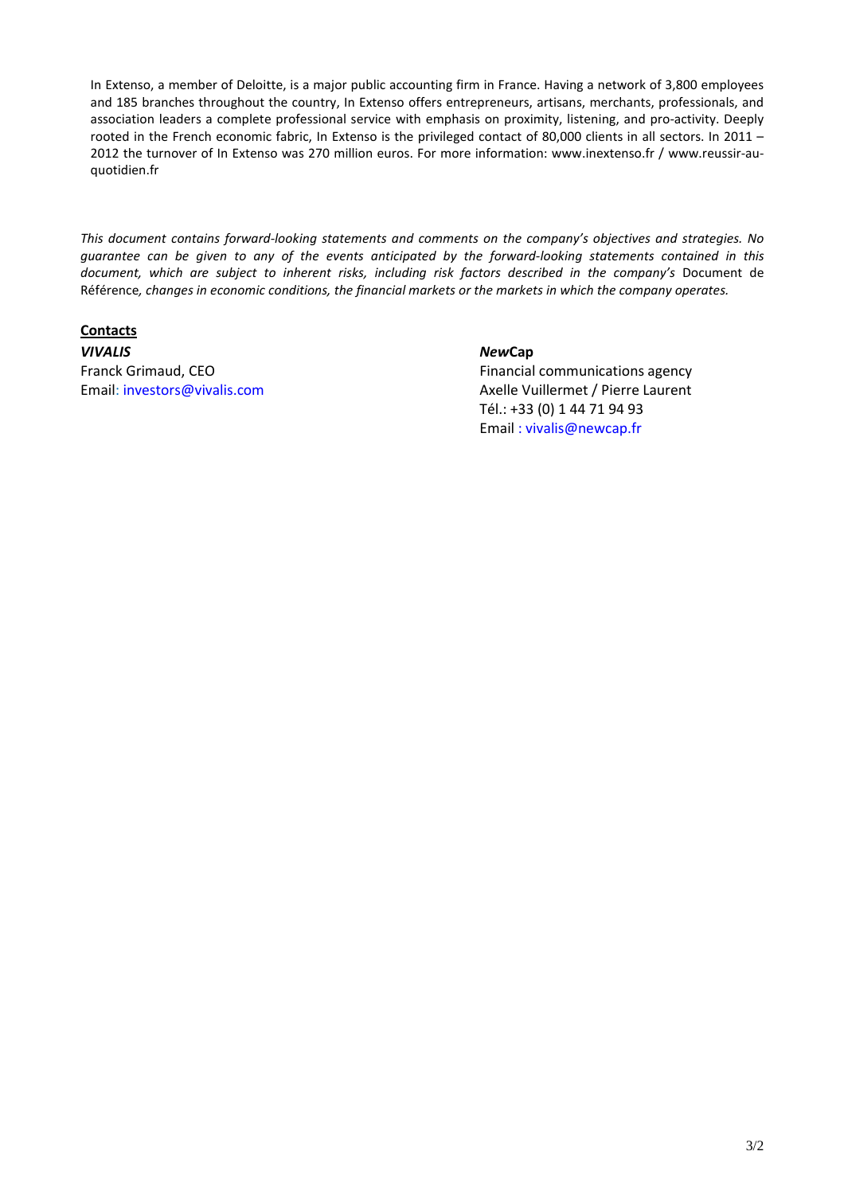In Extenso, a member of Deloitte, is a major public accounting firm in France. Having a network of 3,800 employees and 185 branches throughout the country, In Extenso offers entrepreneurs, artisans, merchants, professionals, and association leaders a complete professional service with emphasis on proximity, listening, and pro-activity. Deeply rooted in the French economic fabric, In Extenso is the privileged contact of 80,000 clients in all sectors. In 2011 – 2012 the turnover of In Extenso was 270 million euros. For more information: www.inextenso.fr / www.reussir-au-quotidien.fr

*This document contains forward-looking statements and comments on the company's objectives and strategies. No guarantee can be given to any of the events anticipated by the forward-looking statements contained in this document, which are subject to inherent risks, including risk factors described in the company's* Document de Référence*, changes in economic conditions, the financial markets or the markets in which the company operates.*

**Contacts**

***VIVALIS***
Franck Grimaud, CEO
Email: investors@vivalis.com

***New*Cap**
Financial communications agency
Axelle Vuillermet / Pierre Laurent
Tél.: +33 (0) 1 44 71 94 93
Email : vivalis@newcap.fr